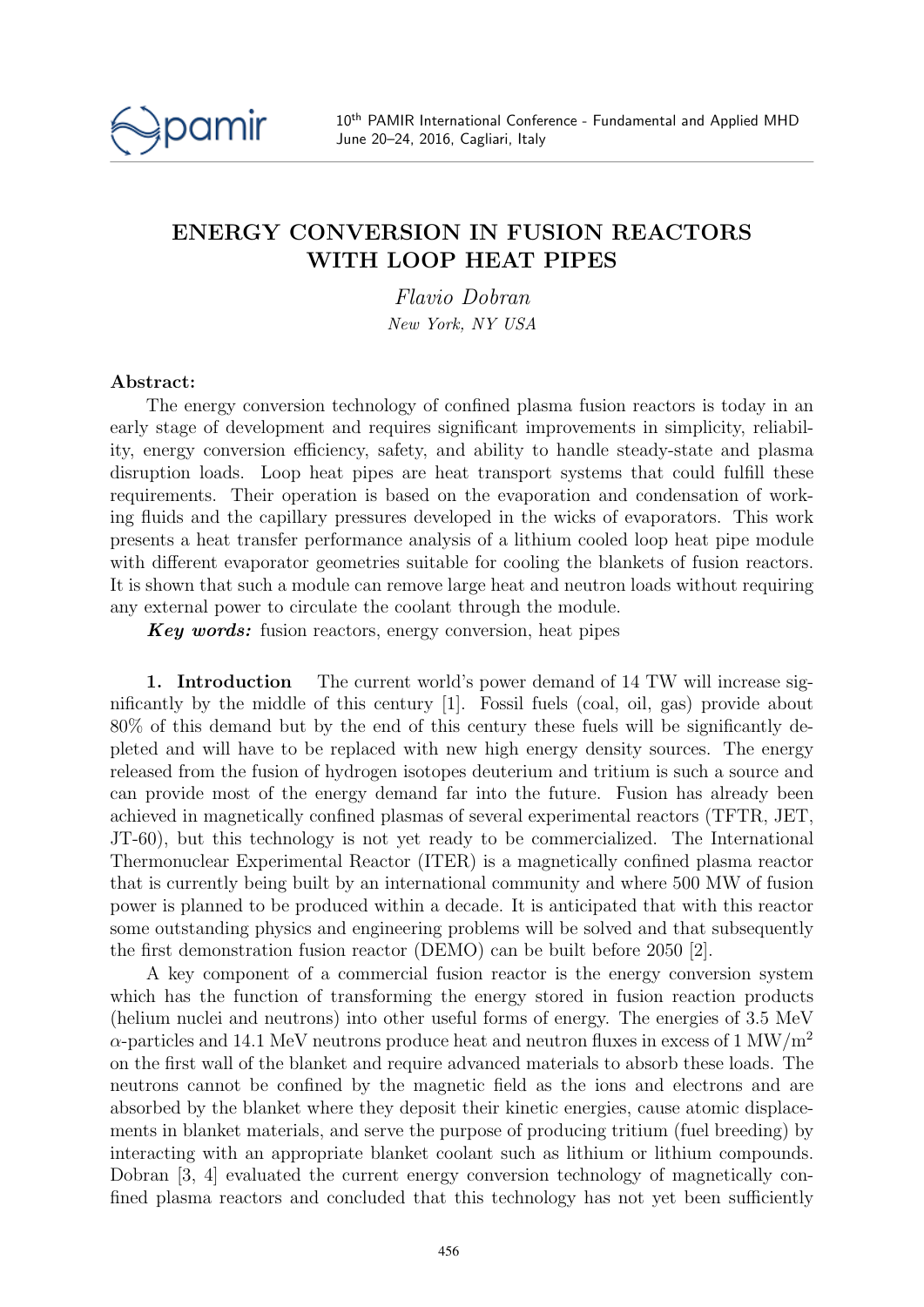# ENERGY CONVERSION IN FUSION REACTORS WITH LOOP HEAT PIPES

*Flavio Dobran*

*New York, NY USA*

**Abstract:**

The energy conversion technology of confined plasma fusion reactors is today in an early stage of development and requires significant improvements in simplicity, reliability, energy conversion efficiency, safety, and ability to handle steady-state and plasma disruption loads. Loop heat pipes are heat transport systems that could fulfill these requirements. Their operation is based on the evaporation and condensation of working fluids and the capillary pressures developed in the wicks of evaporators. This work presents a heat transfer performance analysis of a lithium cooled loop heat pipe module with different evaporator geometries suitable for cooling the blankets of fusion reactors. It is shown that such a module can remove large heat and neutron loads without requiring any external power to circulate the coolant through the module.

***Key words:*** fusion reactors, energy conversion, heat pipes

**1. Introduction** The current world's power demand of 14 TW will increase significantly by the middle of this century [1]. Fossil fuels (coal, oil, gas) provide about 80% of this demand but by the end of this century these fuels will be significantly depleted and will have to be replaced with new high energy density sources. The energy released from the fusion of hydrogen isotopes deuterium and tritium is such a source and can provide most of the energy demand far into the future. Fusion has already been achieved in magnetically confined plasmas of several experimental reactors (TFTR, JET, JT-60), but this technology is not yet ready to be commercialized. The International Thermonuclear Experimental Reactor (ITER) is a magnetically confined plasma reactor that is currently being built by an international community and where 500 MW of fusion power is planned to be produced within a decade. It is anticipated that with this reactor some outstanding physics and engineering problems will be solved and that subsequently the first demonstration fusion reactor (DEMO) can be built before 2050 [2].

A key component of a commercial fusion reactor is the energy conversion system which has the function of transforming the energy stored in fusion reaction products (helium nuclei and neutrons) into other useful forms of energy. The energies of 3.5 MeV $\alpha$-particles and 14.1 MeV neutrons produce heat and neutron fluxes in excess of 1 MW/m$^2$ on the first wall of the blanket and require advanced materials to absorb these loads. The neutrons cannot be confined by the magnetic field as the ions and electrons and are absorbed by the blanket where they deposit their kinetic energies, cause atomic displacements in blanket materials, and serve the purpose of producing tritium (fuel breeding) by interacting with an appropriate blanket coolant such as lithium or lithium compounds. Dobran [3, 4] evaluated the current energy conversion technology of magnetically confined plasma reactors and concluded that this technology has not yet been sufficiently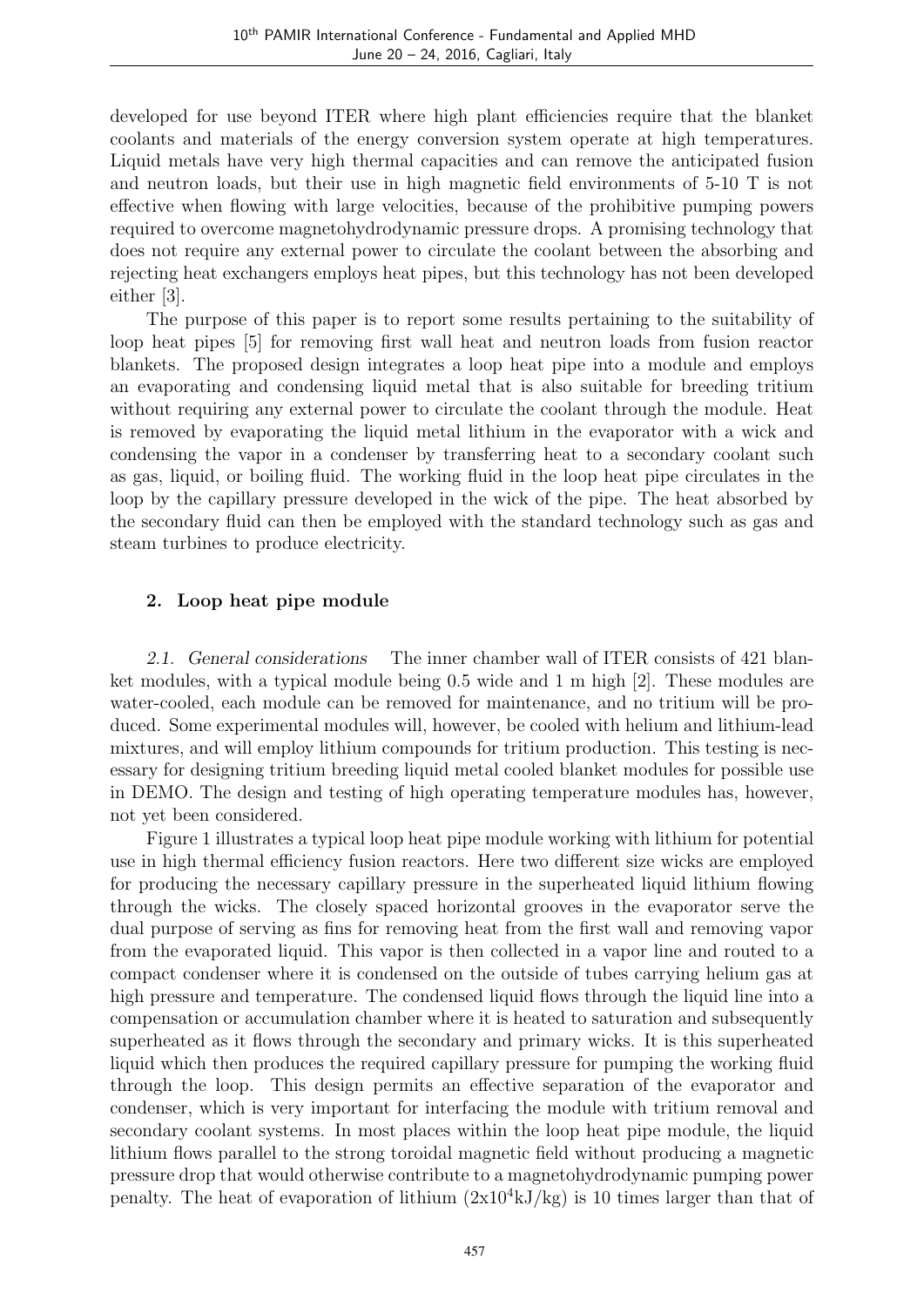developed for use beyond ITER where high plant efficiencies require that the blanket coolants and materials of the energy conversion system operate at high temperatures. Liquid metals have very high thermal capacities and can remove the anticipated fusion and neutron loads, but their use in high magnetic field environments of 5-10 T is not effective when flowing with large velocities, because of the prohibitive pumping powers required to overcome magnetohydrodynamic pressure drops. A promising technology that does not require any external power to circulate the coolant between the absorbing and rejecting heat exchangers employs heat pipes, but this technology has not been developed either [3].

The purpose of this paper is to report some results pertaining to the suitability of loop heat pipes [5] for removing first wall heat and neutron loads from fusion reactor blankets. The proposed design integrates a loop heat pipe into a module and employs an evaporating and condensing liquid metal that is also suitable for breeding tritium without requiring any external power to circulate the coolant through the module. Heat is removed by evaporating the liquid metal lithium in the evaporator with a wick and condensing the vapor in a condenser by transferring heat to a secondary coolant such as gas, liquid, or boiling fluid. The working fluid in the loop heat pipe circulates in the loop by the capillary pressure developed in the wick of the pipe. The heat absorbed by the secondary fluid can then be employed with the standard technology such as gas and steam turbines to produce electricity.

## 2. Loop heat pipe module

*2.1. General considerations* The inner chamber wall of ITER consists of 421 blanket modules, with a typical module being 0.5 wide and 1 m high [2]. These modules are water-cooled, each module can be removed for maintenance, and no tritium will be produced. Some experimental modules will, however, be cooled with helium and lithium-lead mixtures, and will employ lithium compounds for tritium production. This testing is necessary for designing tritium breeding liquid metal cooled blanket modules for possible use in DEMO. The design and testing of high operating temperature modules has, however, not yet been considered.

Figure 1 illustrates a typical loop heat pipe module working with lithium for potential use in high thermal efficiency fusion reactors. Here two different size wicks are employed for producing the necessary capillary pressure in the superheated liquid lithium flowing through the wicks. The closely spaced horizontal grooves in the evaporator serve the dual purpose of serving as fins for removing heat from the first wall and removing vapor from the evaporated liquid. This vapor is then collected in a vapor line and routed to a compact condenser where it is condensed on the outside of tubes carrying helium gas at high pressure and temperature. The condensed liquid flows through the liquid line into a compensation or accumulation chamber where it is heated to saturation and subsequently superheated as it flows through the secondary and primary wicks. It is this superheated liquid which then produces the required capillary pressure for pumping the working fluid through the loop. This design permits an effective separation of the evaporator and condenser, which is very important for interfacing the module with tritium removal and secondary coolant systems. In most places within the loop heat pipe module, the liquid lithium flows parallel to the strong toroidal magnetic field without producing a magnetic pressure drop that would otherwise contribute to a magnetohydrodynamic pumping power penalty. The heat of evaporation of lithium ($2\text{x}10^4$kJ/kg) is 10 times larger than that of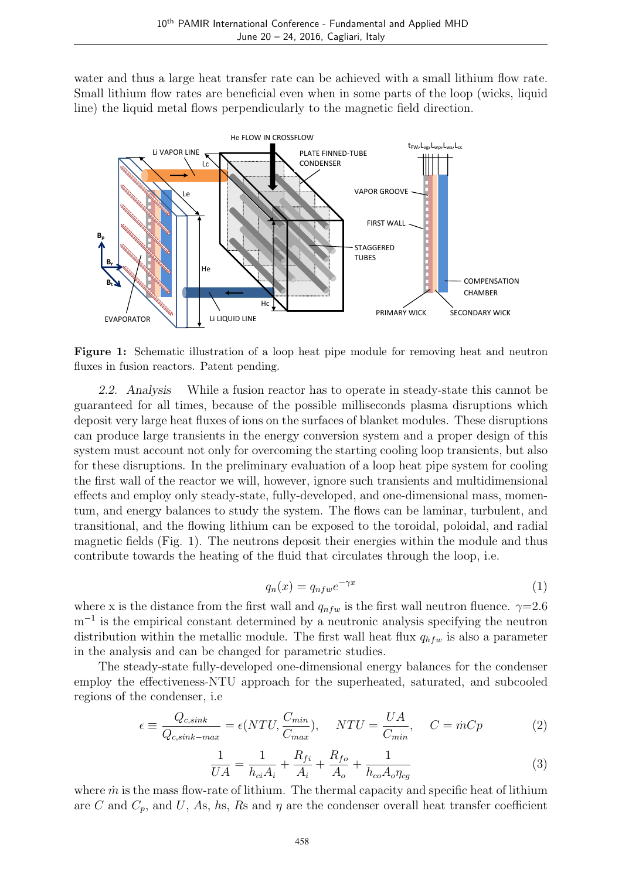water and thus a large heat transfer rate can be achieved with a small lithium flow rate. Small lithium flow rates are beneficial even when in some parts of the loop (wicks, liquid line) the liquid metal flows perpendicularly to the magnetic field direction.

**Figure 1:** Schematic illustration of a loop heat pipe module for removing heat and neutron fluxes in fusion reactors. Patent pending.

*2.2. Analysis* While a fusion reactor has to operate in steady-state this cannot be guaranteed for all times, because of the possible milliseconds plasma disruptions which deposit very large heat fluxes of ions on the surfaces of blanket modules. These disruptions can produce large transients in the energy conversion system and a proper design of this system must account not only for overcoming the starting cooling loop transients, but also for these disruptions. In the preliminary evaluation of a loop heat pipe system for cooling the first wall of the reactor we will, however, ignore such transients and multidimensional effects and employ only steady-state, fully-developed, and one-dimensional mass, momentum, and energy balances to study the system. The flows can be laminar, turbulent, and transitional, and the flowing lithium can be exposed to the toroidal, poloidal, and radial magnetic fields (Fig. 1). The neutrons deposit their energies within the module and thus contribute towards the heating of the fluid that circulates through the loop, i.e.

$$q_n(x) = q_{nfw} e^{-\gamma x} \tag{1}$$

where x is the distance from the first wall and $q_{nfw}$ is the first wall neutron fluence. $\gamma$=2.6 m$^{-1}$ is the empirical constant determined by a neutronic analysis specifying the neutron distribution within the metallic module. The first wall heat flux $q_{hfw}$ is also a parameter in the analysis and can be changed for parametric studies.

The steady-state fully-developed one-dimensional energy balances for the condenser employ the effectiveness-NTU approach for the superheated, saturated, and subcooled regions of the condenser, i.e

$$\epsilon \equiv \frac{Q_{c,sink}}{Q_{c,sink-max}} = \epsilon(NTU, \frac{C_{min}}{C_{max}}), \quad NTU = \frac{UA}{C_{min}}, \quad C = \dot{m}Cp \tag{2}$$

$$\frac{1}{UA} = \frac{1}{h_{ci}A_i} + \frac{R_{fi}}{A_i} + \frac{R_{fo}}{A_o} + \frac{1}{h_{co}A_o\eta_{cg}} \tag{3}$$

where $\dot{m}$ is the mass flow-rate of lithium. The thermal capacity and specific heat of lithium are $C$ and $C_p$, and $U$, $As$, $hs$, $Rs$ and $\eta$ are the condenser overall heat transfer coefficient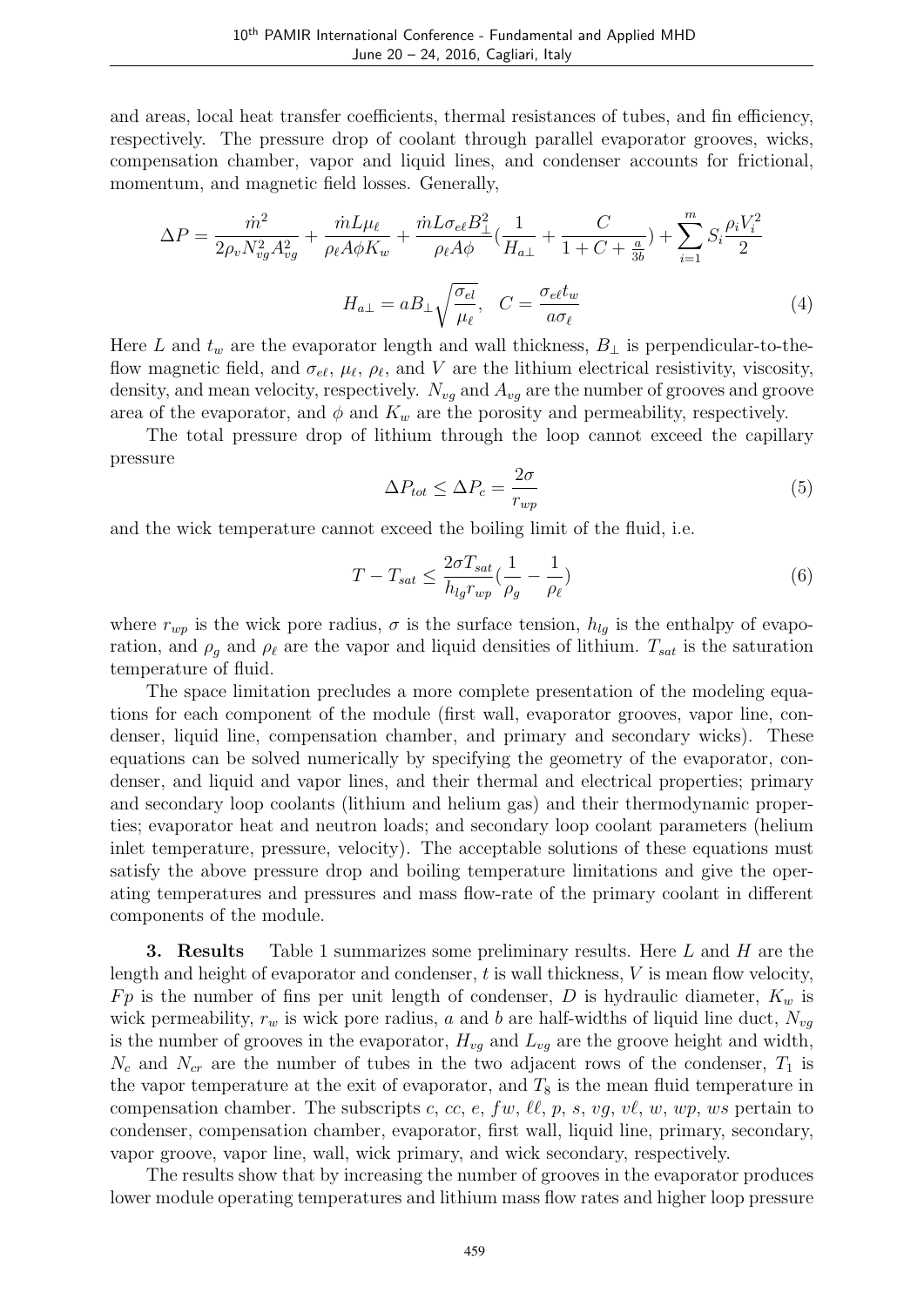and areas, local heat transfer coefficients, thermal resistances of tubes, and fin efficiency, respectively. The pressure drop of coolant through parallel evaporator grooves, wicks, compensation chamber, vapor and liquid lines, and condenser accounts for frictional, momentum, and magnetic field losses. Generally,

$$\Delta P = \frac{\dot{m}^2}{2\rho_v N_{vg}^2 A_{vg}^2} + \frac{\dot{m} L \mu_\ell}{\rho_\ell A \phi K_w} + \frac{\dot{m} L \sigma_{e\ell} B_\perp^2}{\rho_\ell A \phi}\left(\frac{1}{H_{a\perp}} + \frac{C}{1 + C + \frac{a}{3b}}\right) + \sum_{i=1}^{m} S_i \frac{\rho_i V_i^2}{2}$$

$$H_{a\perp} = a B_\perp \sqrt{\frac{\sigma_{el}}{\mu_\ell}}, \quad C = \frac{\sigma_{e\ell} t_w}{a \sigma_\ell} \tag{4}$$

Here $L$ and $t_w$ are the evaporator length and wall thickness, $B_\perp$ is perpendicular-to-the-flow magnetic field, and $\sigma_{e\ell}$, $\mu_\ell$, $\rho_\ell$, and $V$ are the lithium electrical resistivity, viscosity, density, and mean velocity, respectively. $N_{vg}$ and $A_{vg}$ are the number of grooves and groove area of the evaporator, and $\phi$ and $K_w$ are the porosity and permeability, respectively.

The total pressure drop of lithium through the loop cannot exceed the capillary pressure

$$\Delta P_{tot} \leq \Delta P_c = \frac{2\sigma}{r_{wp}} \tag{5}$$

and the wick temperature cannot exceed the boiling limit of the fluid, i.e.

$$T - T_{sat} \leq \frac{2\sigma T_{sat}}{h_{lg} r_{wp}}\left(\frac{1}{\rho_g} - \frac{1}{\rho_\ell}\right) \tag{6}$$

where $r_{wp}$ is the wick pore radius, $\sigma$ is the surface tension, $h_{lg}$ is the enthalpy of evaporation, and $\rho_g$ and $\rho_\ell$ are the vapor and liquid densities of lithium. $T_{sat}$ is the saturation temperature of fluid.

The space limitation precludes a more complete presentation of the modeling equations for each component of the module (first wall, evaporator grooves, vapor line, condenser, liquid line, compensation chamber, and primary and secondary wicks). These equations can be solved numerically by specifying the geometry of the evaporator, condenser, and liquid and vapor lines, and their thermal and electrical properties; primary and secondary loop coolants (lithium and helium gas) and their thermodynamic properties; evaporator heat and neutron loads; and secondary loop coolant parameters (helium inlet temperature, pressure, velocity). The acceptable solutions of these equations must satisfy the above pressure drop and boiling temperature limitations and give the operating temperatures and pressures and mass flow-rate of the primary coolant in different components of the module.

**3. Results** Table 1 summarizes some preliminary results. Here $L$ and $H$ are the length and height of evaporator and condenser, $t$ is wall thickness, $V$ is mean flow velocity, $Fp$ is the number of fins per unit length of condenser, $D$ is hydraulic diameter, $K_w$ is wick permeability, $r_w$ is wick pore radius, $a$ and $b$ are half-widths of liquid line duct, $N_{vg}$ is the number of grooves in the evaporator, $H_{vg}$ and $L_{vg}$ are the groove height and width, $N_c$ and $N_{cr}$ are the number of tubes in the two adjacent rows of the condenser, $T_1$ is the vapor temperature at the exit of evaporator, and $T_8$ is the mean fluid temperature in compensation chamber. The subscripts $c$, $cc$, $e$, $fw$, $\ell\ell$, $p$, $s$, $vg$, $v\ell$, $w$, $wp$, $ws$ pertain to condenser, compensation chamber, evaporator, first wall, liquid line, primary, secondary, vapor groove, vapor line, wall, wick primary, and wick secondary, respectively.

The results show that by increasing the number of grooves in the evaporator produces lower module operating temperatures and lithium mass flow rates and higher loop pressure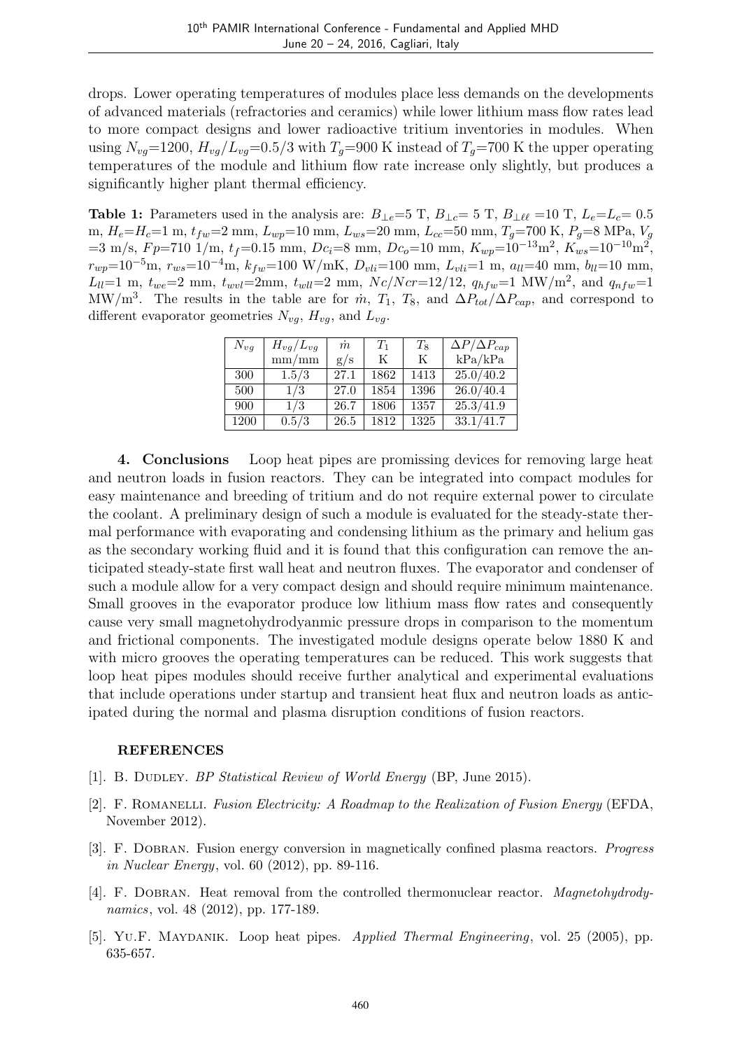drops. Lower operating temperatures of modules place less demands on the developments of advanced materials (refractories and ceramics) while lower lithium mass flow rates lead to more compact designs and lower radioactive tritium inventories in modules. When using $N_{vg}$=1200, $H_{vg}/L_{vg}$=0.5/3 with $T_g$=900 K instead of $T_g$=700 K the upper operating temperatures of the module and lithium flow rate increase only slightly, but produces a significantly higher plant thermal efficiency.

**Table 1:** Parameters used in the analysis are: $B_{\perp e}$=5 T, $B_{\perp c}$= 5 T, $B_{\perp \ell\ell}$ =10 T, $L_e$=$L_c$= 0.5 m, $H_e$=$H_c$=1 m, $t_{fw}$=2 mm, $L_{wp}$=10 mm, $L_{ws}$=20 mm, $L_{cc}$=50 mm, $T_g$=700 K, $P_g$=8 MPa, $V_g$ =3 m/s, $Fp$=710 1/m, $t_f$=0.15 mm, $Dc_i$=8 mm, $Dc_o$=10 mm, $K_{wp}$=$10^{-13}$m$^2$, $K_{ws}$=$10^{-10}$m$^2$, $r_{wp}$=$10^{-5}$m, $r_{ws}$=$10^{-4}$m, $k_{fw}$=100 W/mK, $D_{vli}$=100 mm, $L_{vli}$=1 m, $a_{ll}$=40 mm, $b_{ll}$=10 mm, $L_{ll}$=1 m, $t_{we}$=2 mm, $t_{wvl}$=2mm, $t_{wll}$=2 mm, $Nc/Ncr$=12/12, $q_{hfw}$=1 MW/m$^2$, and $q_{nfw}$=1 MW/m$^3$. The results in the table are for $\dot{m}$, $T_1$, $T_8$, and $\Delta P_{tot}/\Delta P_{cap}$, and correspond to different evaporator geometries $N_{vg}$, $H_{vg}$, and $L_{vg}$.

| $N_{vg}$ | $H_{vg}/L_{vg}$ mm/mm | $\dot{m}$ g/s | $T_1$ K | $T_8$ K | $\Delta P/\Delta P_{cap}$ kPa/kPa |
|---|---|---|---|---|---|
| 300 | 1.5/3 | 27.1 | 1862 | 1413 | 25.0/40.2 |
| 500 | 1/3 | 27.0 | 1854 | 1396 | 26.0/40.4 |
| 900 | 1/3 | 26.7 | 1806 | 1357 | 25.3/41.9 |
| 1200 | 0.5/3 | 26.5 | 1812 | 1325 | 33.1/41.7 |

**4. Conclusions** Loop heat pipes are promissing devices for removing large heat and neutron loads in fusion reactors. They can be integrated into compact modules for easy maintenance and breeding of tritium and do not require external power to circulate the coolant. A preliminary design of such a module is evaluated for the steady-state thermal performance with evaporating and condensing lithium as the primary and helium gas as the secondary working fluid and it is found that this configuration can remove the anticipated steady-state first wall heat and neutron fluxes. The evaporator and condenser of such a module allow for a very compact design and should require minimum maintenance. Small grooves in the evaporator produce low lithium mass flow rates and consequently cause very small magnetohydrodyanmic pressure drops in comparison to the momentum and frictional components. The investigated module designs operate below 1880 K and with micro grooves the operating temperatures can be reduced. This work suggests that loop heat pipes modules should receive further analytical and experimental evaluations that include operations under startup and transient heat flux and neutron loads as anticipated during the normal and plasma disruption conditions of fusion reactors.

## REFERENCES

[1]. B. Dudley. *BP Statistical Review of World Energy* (BP, June 2015).

[2]. F. Romanelli. *Fusion Electricity: A Roadmap to the Realization of Fusion Energy* (EFDA, November 2012).

[3]. F. Dobran. Fusion energy conversion in magnetically confined plasma reactors. *Progress in Nuclear Energy*, vol. 60 (2012), pp. 89-116.

[4]. F. Dobran. Heat removal from the controlled thermonuclear reactor. *Magnetohydrodynamics*, vol. 48 (2012), pp. 177-189.

[5]. Yu.F. Maydanik. Loop heat pipes. *Applied Thermal Engineering*, vol. 25 (2005), pp. 635-657.